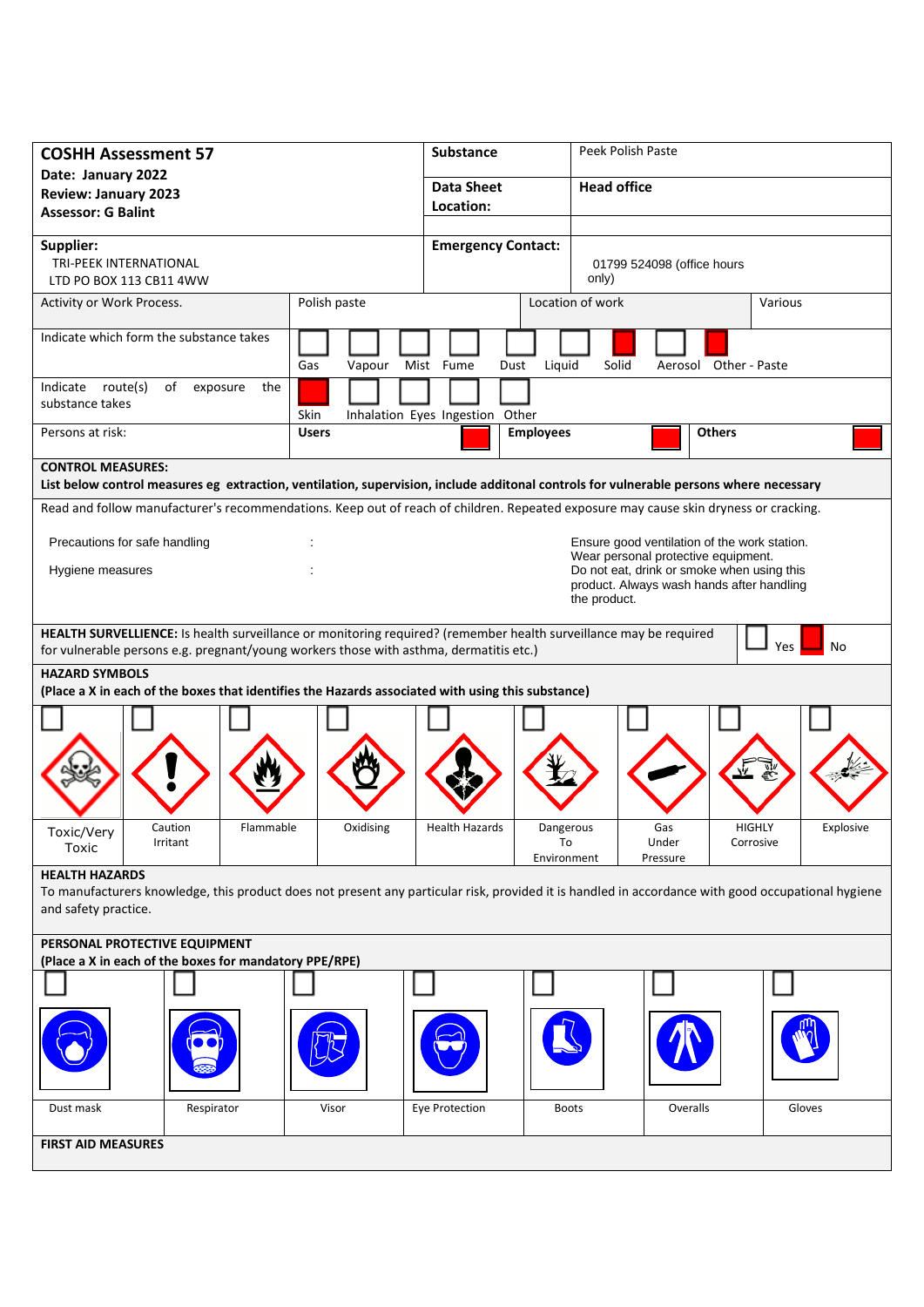| | | | |
|---|---|---|---|
| **COSHH Assessment 57**<br>**Date: January 2022**<br>**Review: January 2023**<br>**Assessor: G Balint** | | **Substance** | Peek Polish Paste |
| | | **Data Sheet Location:** | **Head office** |
| **Supplier:**<br>TRI-PEEK INTERNATIONAL LTD PO BOX 113 CB11 4WW | | **Emergency Contact:** | 01799 524098 (office hours only) |

| | | | |
|---|---|---|---|
| Activity or Work Process. | Polish paste | Location of work | Various |

Indicate which form the substance takes: Gas ☐ Vapour ☐ Mist ☐ Fume ☐ Dust ☐ Liquid ☐ Solid ■ Aerosol ☐ Other - Paste ■

Indicate route(s) of exposure the substance takes: Skin ■ Inhalation ☐ Eyes ☐ Ingestion ☐ Other ☐

Persons at risk: **Users** ■ **Employees** ■ **Others** ■

**CONTROL MEASURES:**
**List below control measures eg extraction, ventilation, supervision, include additonal controls for vulnerable persons where necessary**

Read and follow manufacturer's recommendations. Keep out of reach of children. Repeated exposure may cause skin dryness or cracking.

| | | |
|---|---|---|
| Precautions for safe handling | : | Ensure good ventilation of the work station. Wear personal protective equipment. |
| Hygiene measures | : | Do not eat, drink or smoke when using this product. Always wash hands after handling the product. |

**HEALTH SURVELLIENCE:** Is health surveillance or monitoring required? (remember health surveillance may be required for vulnerable persons e.g. pregnant/young workers those with asthma, dermatitis etc.) Yes ☐ No ■

**HAZARD SYMBOLS**
**(Place a X in each of the boxes that identifies the Hazards associated with using this substance)**

| Toxic/Very Toxic | Caution Irritant | Flammable | Oxidising | Health Hazards | Dangerous To Environment | Gas Under Pressure | HIGHLY Corrosive | Explosive |
|---|---|---|---|---|---|---|---|---|
| ☐ | ☐ | ☐ | ☐ | ☐ | ☐ | ☐ | ☐ | ☐ |

**HEALTH HAZARDS**
To manufacturers knowledge, this product does not present any particular risk, provided it is handled in accordance with good occupational hygiene and safety practice.

**PERSONAL PROTECTIVE EQUIPMENT**
**(Place a X in each of the boxes for mandatory PPE/RPE)**

| Dust mask | Respirator | Visor | Eye Protection | Boots | Overalls | Gloves |
|---|---|---|---|---|---|---|
| ☐ | ☐ | ☐ | ☐ | ☐ | ☐ | ☐ |

**FIRST AID MEASURES**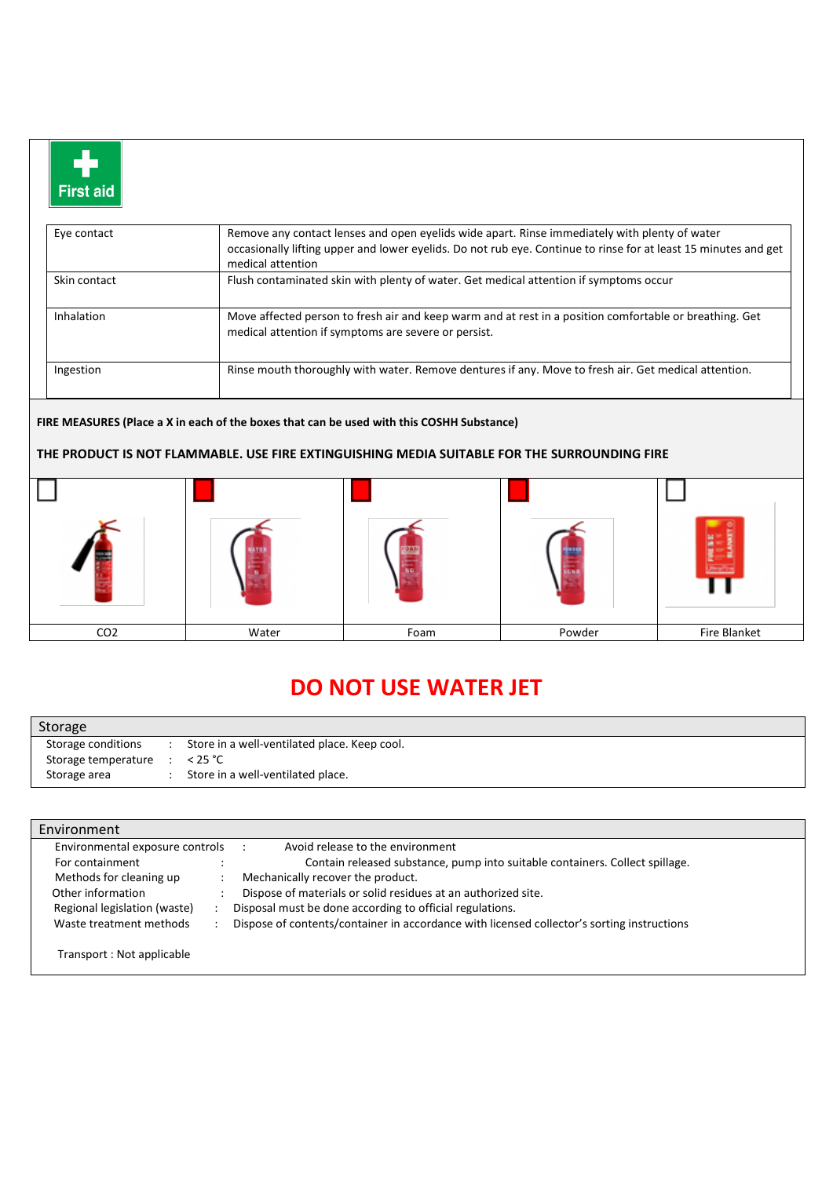First aid

| | |
|---|---|
| Eye contact | Remove any contact lenses and open eyelids wide apart. Rinse immediately with plenty of water occasionally lifting upper and lower eyelids. Do not rub eye. Continue to rinse for at least 15 minutes and get medical attention |
| Skin contact | Flush contaminated skin with plenty of water. Get medical attention if symptoms occur |
| Inhalation | Move affected person to fresh air and keep warm and at rest in a position comfortable or breathing. Get medical attention if symptoms are severe or persist. |
| Ingestion | Rinse mouth thoroughly with water. Remove dentures if any. Move to fresh air. Get medical attention. |

**FIRE MEASURES (Place a X in each of the boxes that can be used with this COSHH Substance)**

**THE PRODUCT IS NOT FLAMMABLE. USE FIRE EXTINGUISHING MEDIA SUITABLE FOR THE SURROUNDING FIRE**

| CO2 | Water | Foam | Powder | Fire Blanket |
|---|---|---|---|---|
| ☐ | ■ | ■ | ■ | ☐ |

## DO NOT USE WATER JET

## Storage

Storage conditions : Store in a well-ventilated place. Keep cool.
Storage temperature : < 25 °C
Storage area : Store in a well-ventilated place.

## Environment

Environmental exposure controls : Avoid release to the environment
For containment : Contain released substance, pump into suitable containers. Collect spillage.
Methods for cleaning up : Mechanically recover the product.
Other information : Dispose of materials or solid residues at an authorized site.
Regional legislation (waste) : Disposal must be done according to official regulations.
Waste treatment methods : Dispose of contents/container in accordance with licensed collector's sorting instructions

Transport : Not applicable